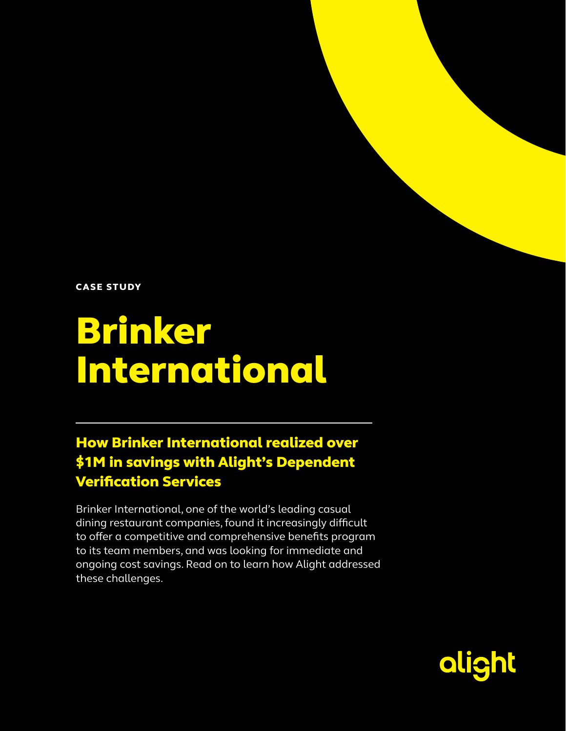CASE STUDY

# Brinker International

## How Brinker International realized over $1M in savings with Alight's Dependent Verification Services

Brinker International, one of the world's leading casual dining restaurant companies, found it increasingly difficult to offer a competitive and comprehensive benefits program to its team members, and was looking for immediate and ongoing cost savings. Read on to learn how Alight addressed these challenges.

alight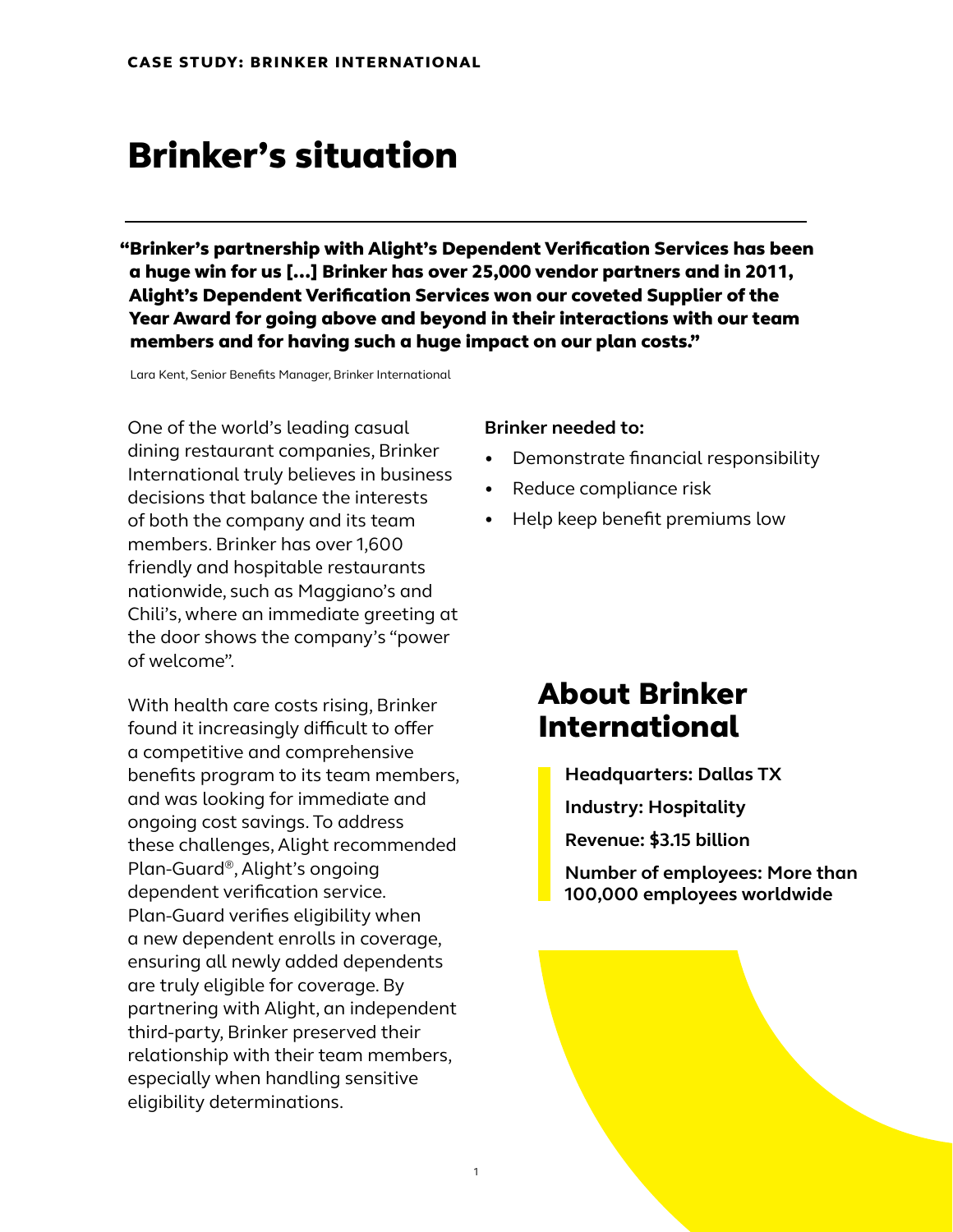CASE STUDY: BRINKER INTERNATIONAL

# Brinker's situation

> **"Brinker's partnership with Alight's Dependent Verification Services has been a huge win for us [...] Brinker has over 25,000 vendor partners and in 2011, Alight's Dependent Verification Services won our coveted Supplier of the Year Award for going above and beyond in their interactions with our team members and for having such a huge impact on our plan costs."**
>
> Lara Kent, Senior Benefits Manager, Brinker International

One of the world's leading casual dining restaurant companies, Brinker International truly believes in business decisions that balance the interests of both the company and its team members. Brinker has over 1,600 friendly and hospitable restaurants nationwide, such as Maggiano's and Chili's, where an immediate greeting at the door shows the company's "power of welcome".

With health care costs rising, Brinker found it increasingly difficult to offer a competitive and comprehensive benefits program to its team members, and was looking for immediate and ongoing cost savings. To address these challenges, Alight recommended Plan-Guard®, Alight's ongoing dependent verification service. Plan-Guard verifies eligibility when a new dependent enrolls in coverage, ensuring all newly added dependents are truly eligible for coverage. By partnering with Alight, an independent third-party, Brinker preserved their relationship with their team members, especially when handling sensitive eligibility determinations.

**Brinker needed to:**

- Demonstrate financial responsibility
- Reduce compliance risk
- Help keep benefit premiums low

## About Brinker International

**Headquarters: Dallas TX**

**Industry: Hospitality**

**Revenue: $3.15 billion**

**Number of employees: More than 100,000 employees worldwide**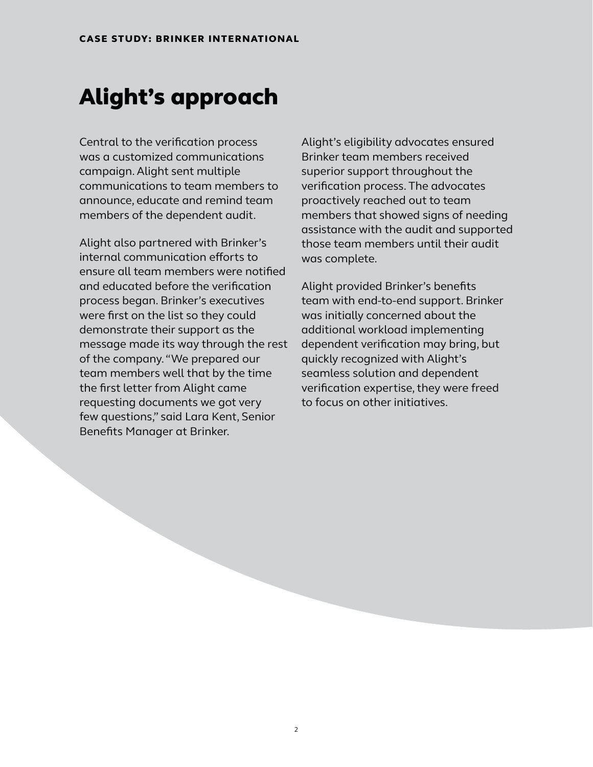# Alight's approach

Central to the verification process was a customized communications campaign. Alight sent multiple communications to team members to announce, educate and remind team members of the dependent audit.

Alight also partnered with Brinker's internal communication efforts to ensure all team members were notified and educated before the verification process began. Brinker's executives were first on the list so they could demonstrate their support as the message made its way through the rest of the company. "We prepared our team members well that by the time the first letter from Alight came requesting documents we got very few questions," said Lara Kent, Senior Benefits Manager at Brinker.

Alight's eligibility advocates ensured Brinker team members received superior support throughout the verification process. The advocates proactively reached out to team members that showed signs of needing assistance with the audit and supported those team members until their audit was complete.

Alight provided Brinker's benefits team with end-to-end support. Brinker was initially concerned about the additional workload implementing dependent verification may bring, but quickly recognized with Alight's seamless solution and dependent verification expertise, they were freed to focus on other initiatives.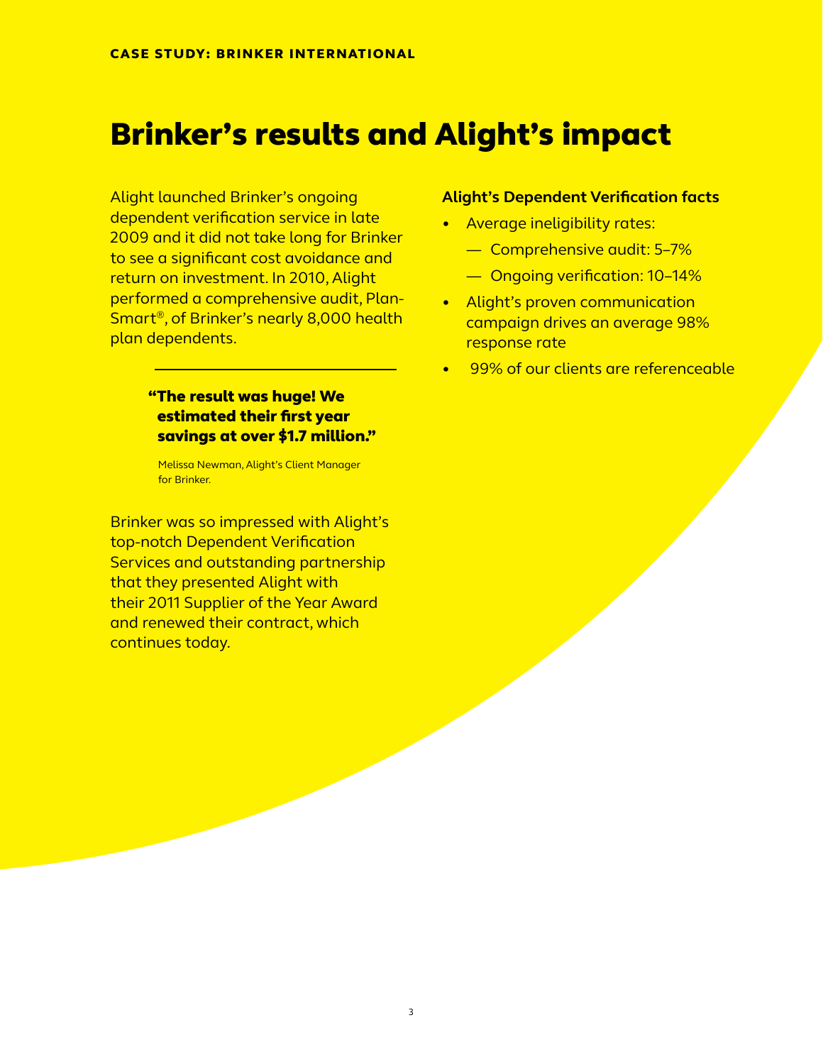CASE STUDY: BRINKER INTERNATIONAL

# Brinker's results and Alight's impact

Alight launched Brinker's ongoing dependent verification service in late 2009 and it did not take long for Brinker to see a significant cost avoidance and return on investment. In 2010, Alight performed a comprehensive audit, Plan-Smart®, of Brinker's nearly 8,000 health plan dependents.

> **"The result was huge! We estimated their first year savings at over $1.7 million."**
>
> Melissa Newman, Alight's Client Manager for Brinker.

Brinker was so impressed with Alight's top-notch Dependent Verification Services and outstanding partnership that they presented Alight with their 2011 Supplier of the Year Award and renewed their contract, which continues today.

**Alight's Dependent Verification facts**

- Average ineligibility rates:
  - Comprehensive audit: 5–7%
  - Ongoing verification: 10–14%
- Alight's proven communication campaign drives an average 98% response rate
- 99% of our clients are referenceable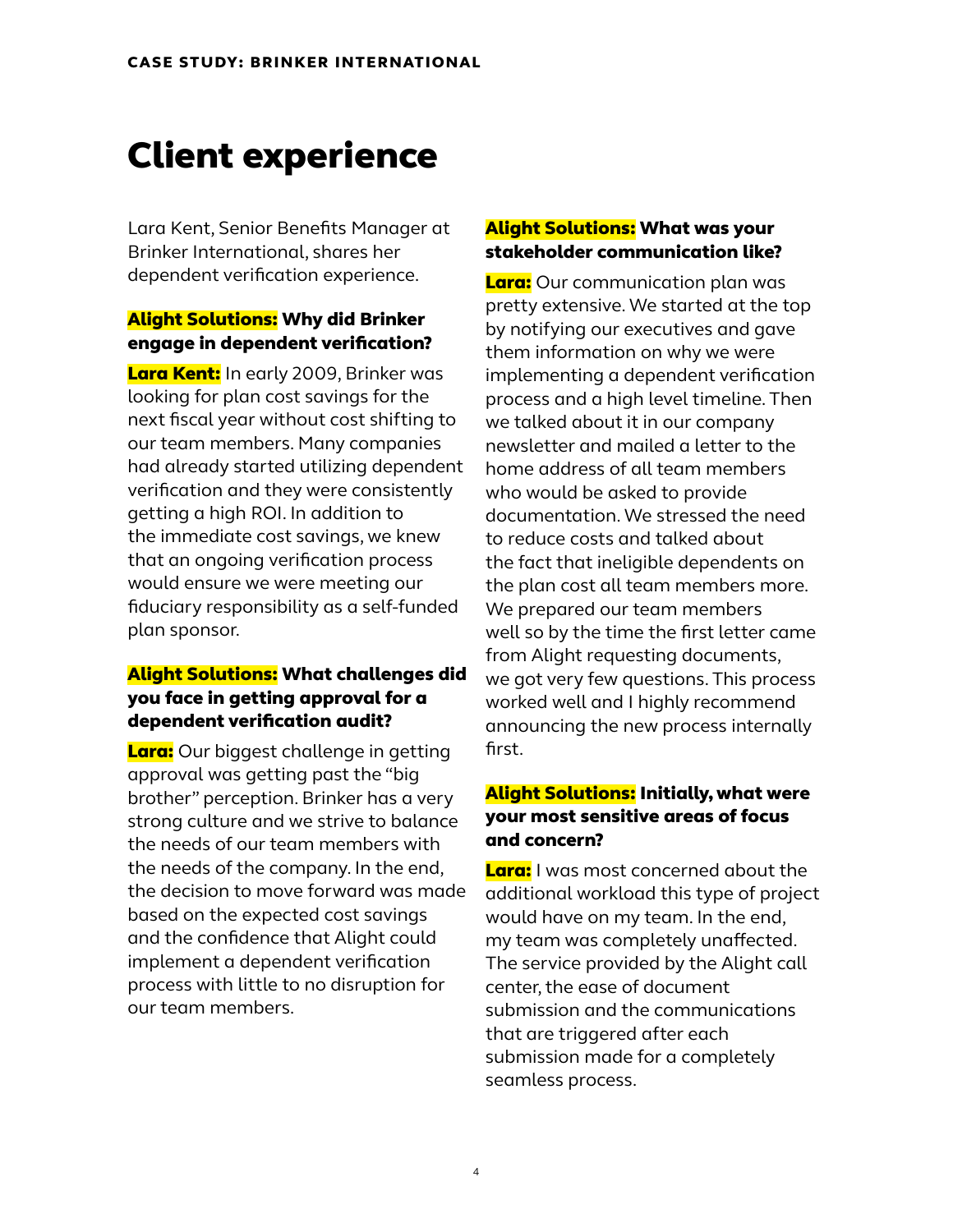# Client experience

Lara Kent, Senior Benefits Manager at Brinker International, shares her dependent verification experience.

**Alight Solutions: Why did Brinker engage in dependent verification?**

**Lara Kent:** In early 2009, Brinker was looking for plan cost savings for the next fiscal year without cost shifting to our team members. Many companies had already started utilizing dependent verification and they were consistently getting a high ROI. In addition to the immediate cost savings, we knew that an ongoing verification process would ensure we were meeting our fiduciary responsibility as a self-funded plan sponsor.

**Alight Solutions: What challenges did you face in getting approval for a dependent verification audit?**

**Lara:** Our biggest challenge in getting approval was getting past the "big brother" perception. Brinker has a very strong culture and we strive to balance the needs of our team members with the needs of the company. In the end, the decision to move forward was made based on the expected cost savings and the confidence that Alight could implement a dependent verification process with little to no disruption for our team members.

**Alight Solutions: What was your stakeholder communication like?**

**Lara:** Our communication plan was pretty extensive. We started at the top by notifying our executives and gave them information on why we were implementing a dependent verification process and a high level timeline. Then we talked about it in our company newsletter and mailed a letter to the home address of all team members who would be asked to provide documentation. We stressed the need to reduce costs and talked about the fact that ineligible dependents on the plan cost all team members more. We prepared our team members well so by the time the first letter came from Alight requesting documents, we got very few questions. This process worked well and I highly recommend announcing the new process internally first.

**Alight Solutions: Initially, what were your most sensitive areas of focus and concern?**

**Lara:** I was most concerned about the additional workload this type of project would have on my team. In the end, my team was completely unaffected. The service provided by the Alight call center, the ease of document submission and the communications that are triggered after each submission made for a completely seamless process.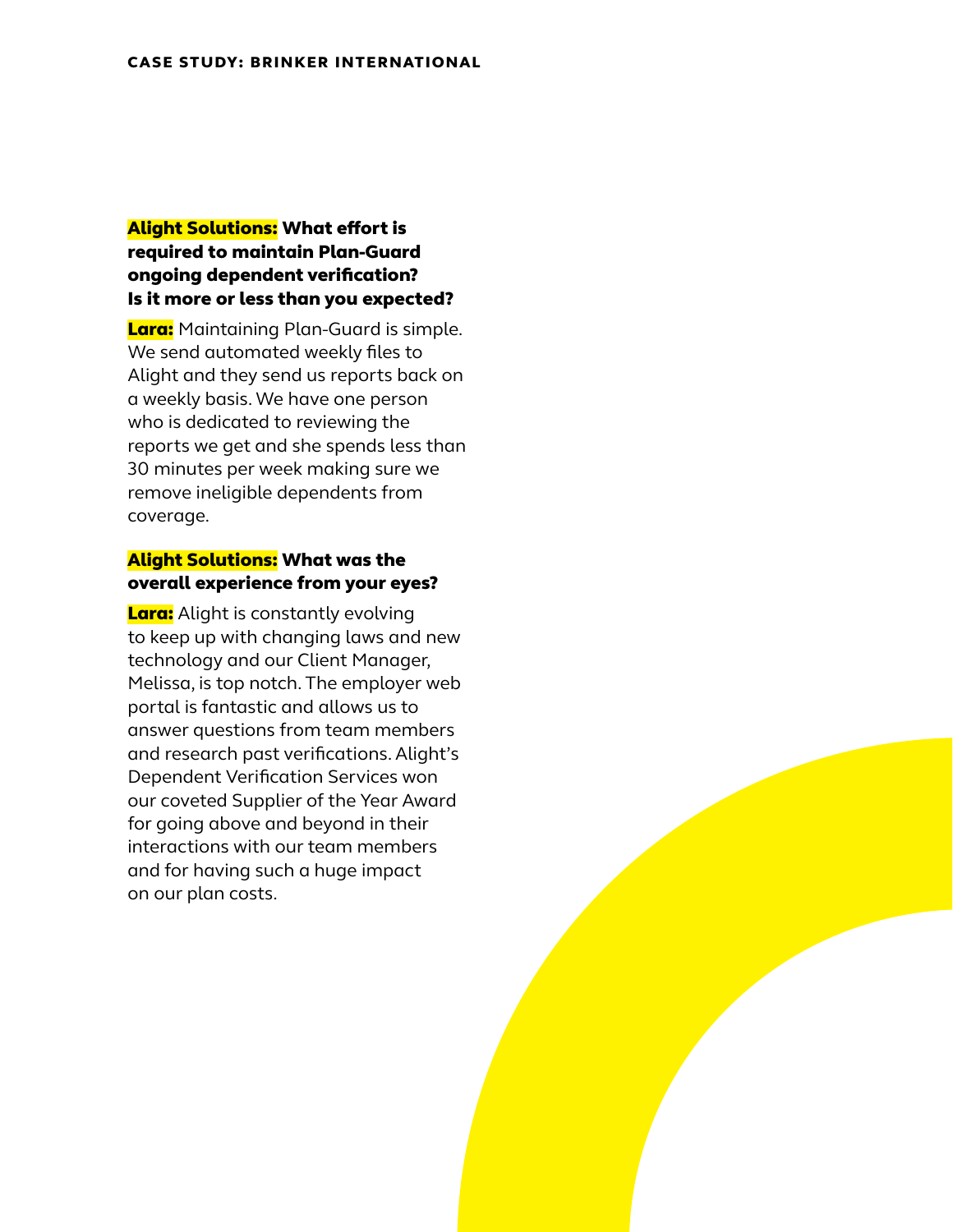**Alight Solutions: What effort is required to maintain Plan-Guard ongoing dependent verification? Is it more or less than you expected?**

**Lara:** Maintaining Plan-Guard is simple. We send automated weekly files to Alight and they send us reports back on a weekly basis. We have one person who is dedicated to reviewing the reports we get and she spends less than 30 minutes per week making sure we remove ineligible dependents from coverage.

**Alight Solutions: What was the overall experience from your eyes?**

**Lara:** Alight is constantly evolving to keep up with changing laws and new technology and our Client Manager, Melissa, is top notch. The employer web portal is fantastic and allows us to answer questions from team members and research past verifications. Alight's Dependent Verification Services won our coveted Supplier of the Year Award for going above and beyond in their interactions with our team members and for having such a huge impact on our plan costs.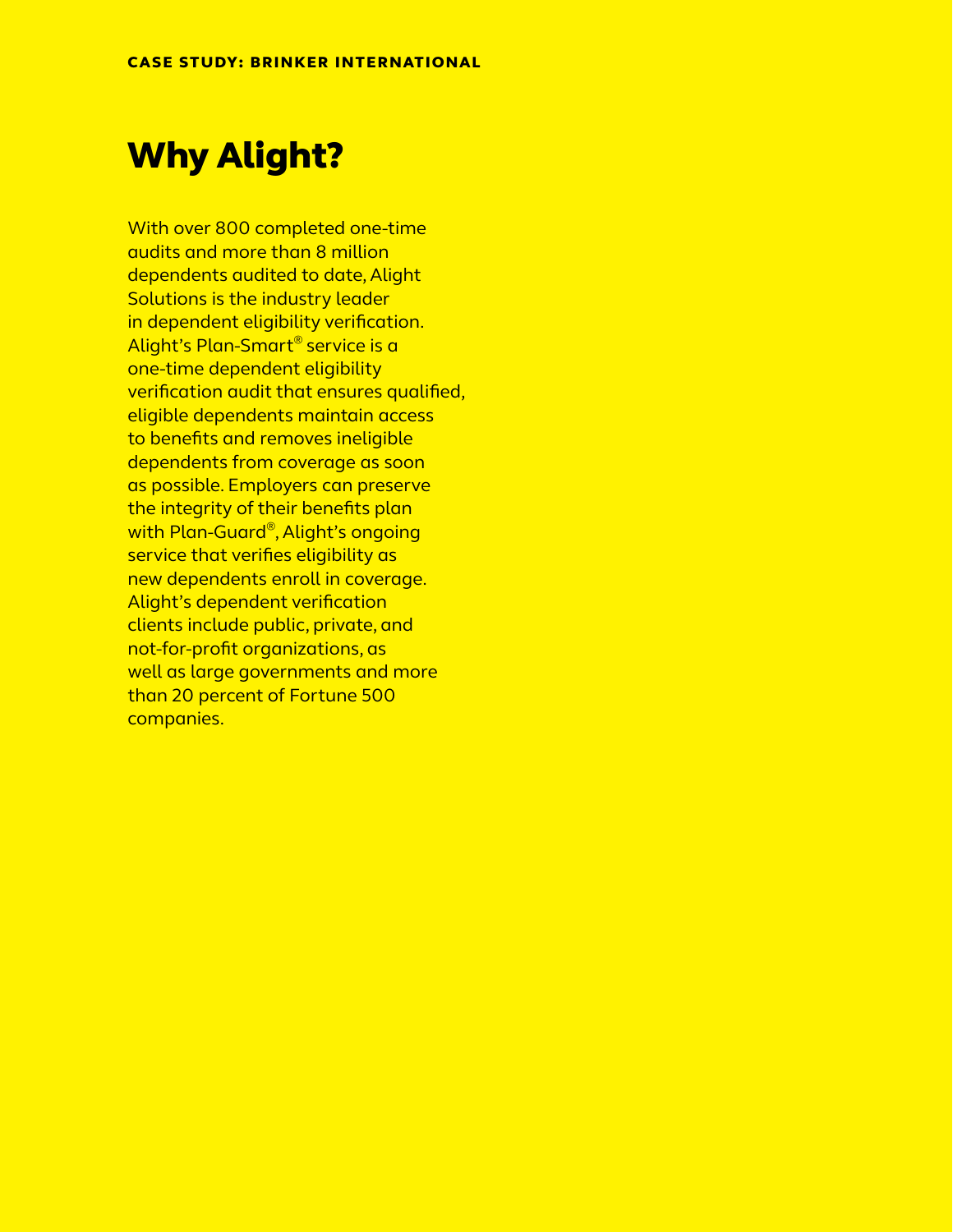CASE STUDY: BRINKER INTERNATIONAL

# Why Alight?

With over 800 completed one-time audits and more than 8 million dependents audited to date, Alight Solutions is the industry leader in dependent eligibility verification. Alight's Plan-Smart® service is a one-time dependent eligibility verification audit that ensures qualified, eligible dependents maintain access to benefits and removes ineligible dependents from coverage as soon as possible. Employers can preserve the integrity of their benefits plan with Plan-Guard®, Alight's ongoing service that verifies eligibility as new dependents enroll in coverage. Alight's dependent verification clients include public, private, and not-for-profit organizations, as well as large governments and more than 20 percent of Fortune 500 companies.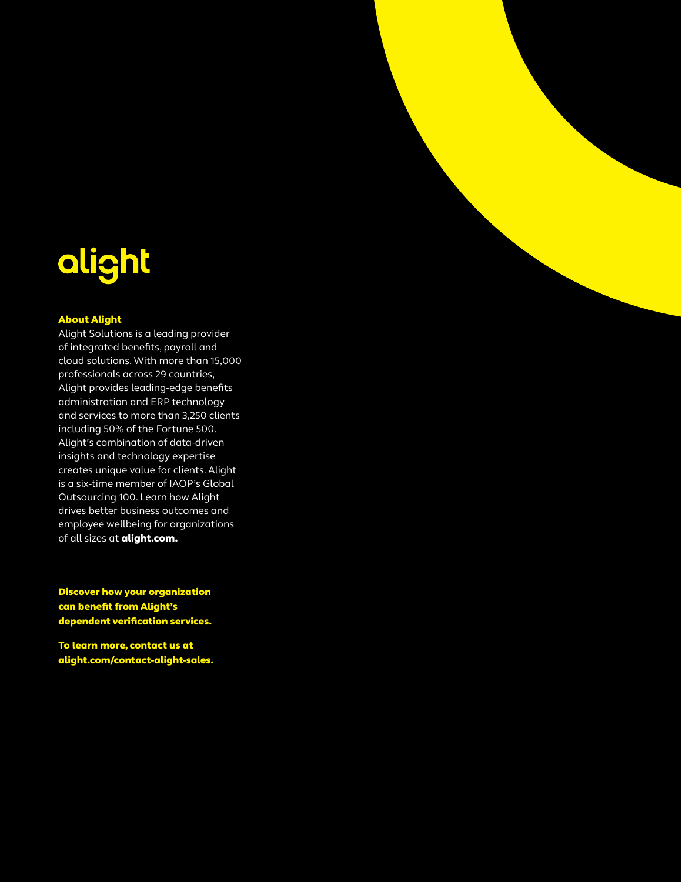alight

### About Alight

Alight Solutions is a leading provider of integrated benefits, payroll and cloud solutions. With more than 15,000 professionals across 29 countries, Alight provides leading-edge benefits administration and ERP technology and services to more than 3,250 clients including 50% of the Fortune 500. Alight's combination of data-driven insights and technology expertise creates unique value for clients. Alight is a six-time member of IAOP's Global Outsourcing 100. Learn how Alight drives better business outcomes and employee wellbeing for organizations of all sizes at **alight.com.**

**Discover how your organization can benefit from Alight's dependent verification services.**

**To learn more, contact us at alight.com/contact-alight-sales.**